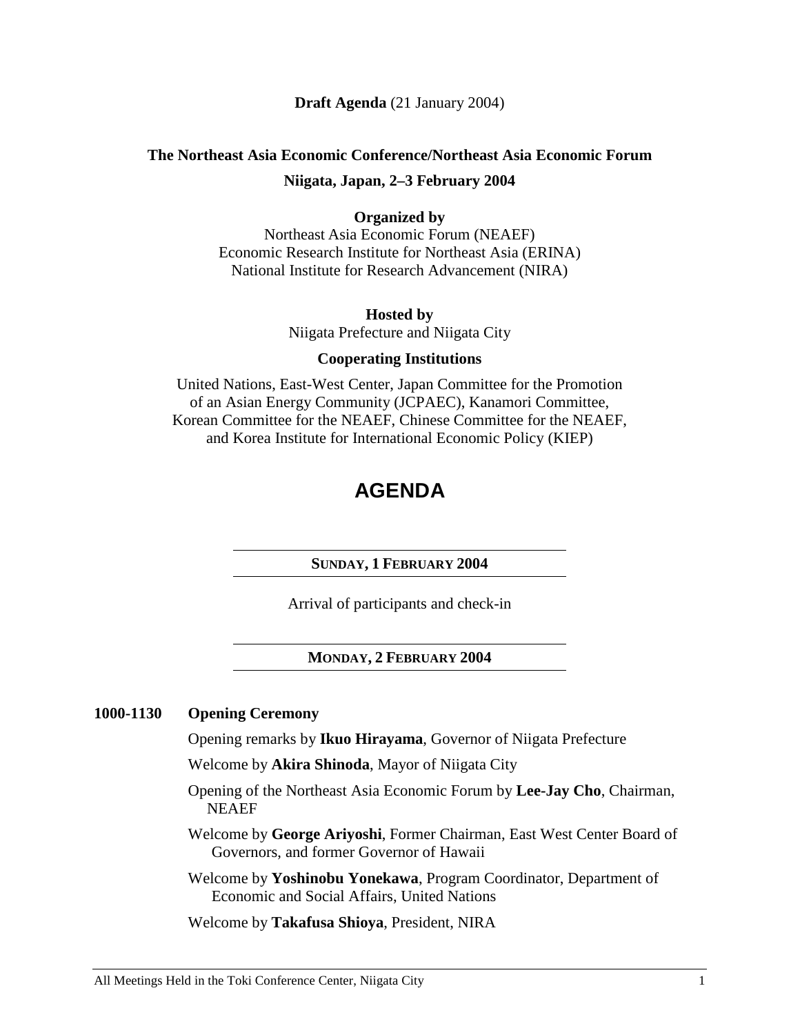**Draft Agenda** (21 January 2004)

**The Northeast Asia Economic Conference/Northeast Asia Economic Forum**

**Niigata, Japan, 2–3 February 2004**

**Organized by**

Northeast Asia Economic Forum (NEAEF)
Economic Research Institute for Northeast Asia (ERINA)
National Institute for Research Advancement (NIRA)

**Hosted by**

Niigata Prefecture and Niigata City

**Cooperating Institutions**

United Nations, East-West Center, Japan Committee for the Promotion of an Asian Energy Community (JCPAEC), Kanamori Committee, Korean Committee for the NEAEF, Chinese Committee for the NEAEF, and Korea Institute for International Economic Policy (KIEP)

# AGENDA

## SUNDAY, 1 FEBRUARY 2004

Arrival of participants and check-in

## MONDAY, 2 FEBRUARY 2004

**1000-1130 Opening Ceremony**

Opening remarks by **Ikuo Hirayama**, Governor of Niigata Prefecture

Welcome by **Akira Shinoda**, Mayor of Niigata City

Opening of the Northeast Asia Economic Forum by **Lee-Jay Cho**, Chairman, NEAEF

Welcome by **George Ariyoshi**, Former Chairman, East West Center Board of Governors, and former Governor of Hawaii

Welcome by **Yoshinobu Yonekawa**, Program Coordinator, Department of Economic and Social Affairs, United Nations

Welcome by **Takafusa Shioya**, President, NIRA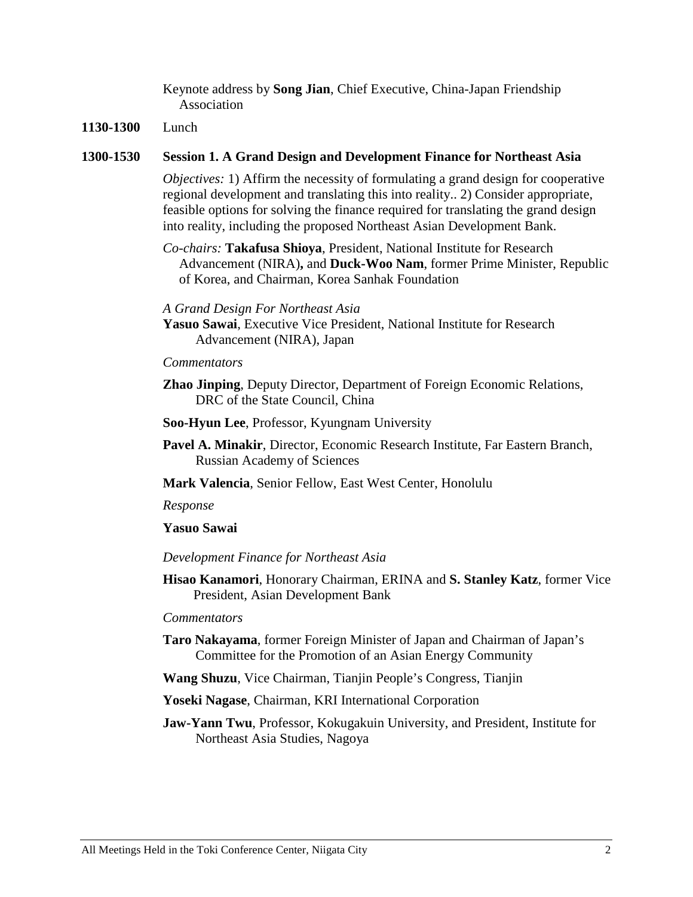Keynote address by **Song Jian**, Chief Executive, China-Japan Friendship Association

**1130-1300** Lunch

**1300-1530** **Session 1. A Grand Design and Development Finance for Northeast Asia**

*Objectives:* 1) Affirm the necessity of formulating a grand design for cooperative regional development and translating this into reality.. 2) Consider appropriate, feasible options for solving the finance required for translating the grand design into reality, including the proposed Northeast Asian Development Bank.

*Co-chairs:* **Takafusa Shioya**, President, National Institute for Research Advancement (NIRA)**,** and **Duck-Woo Nam**, former Prime Minister, Republic of Korea, and Chairman, Korea Sanhak Foundation

*A Grand Design For Northeast Asia*

**Yasuo Sawai**, Executive Vice President, National Institute for Research Advancement (NIRA), Japan

*Commentators*

**Zhao Jinping**, Deputy Director, Department of Foreign Economic Relations, DRC of the State Council, China

**Soo-Hyun Lee**, Professor, Kyungnam University

**Pavel A. Minakir**, Director, Economic Research Institute, Far Eastern Branch, Russian Academy of Sciences

**Mark Valencia**, Senior Fellow, East West Center, Honolulu

*Response*

**Yasuo Sawai**

*Development Finance for Northeast Asia*

**Hisao Kanamori**, Honorary Chairman, ERINA and **S. Stanley Katz**, former Vice President, Asian Development Bank

*Commentators*

**Taro Nakayama**, former Foreign Minister of Japan and Chairman of Japan's Committee for the Promotion of an Asian Energy Community

**Wang Shuzu**, Vice Chairman, Tianjin People's Congress, Tianjin

**Yoseki Nagase**, Chairman, KRI International Corporation

**Jaw-Yann Twu**, Professor, Kokugakuin University, and President, Institute for Northeast Asia Studies, Nagoya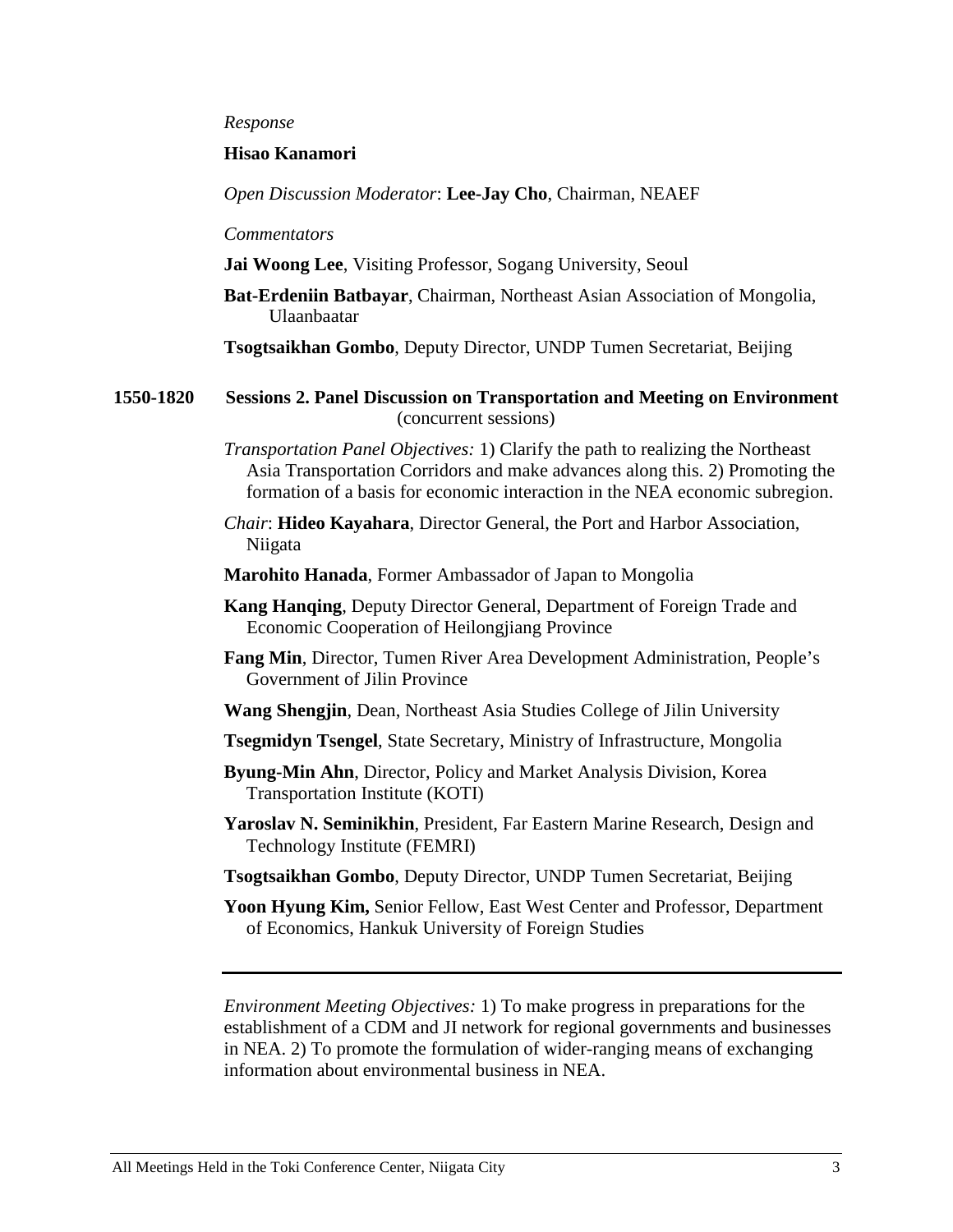*Response*

**Hisao Kanamori**

*Open Discussion Moderator*: **Lee-Jay Cho**, Chairman, NEAEF

*Commentators*

**Jai Woong Lee**, Visiting Professor, Sogang University, Seoul

**Bat-Erdeniin Batbayar**, Chairman, Northeast Asian Association of Mongolia, Ulaanbaatar

**Tsogtsaikhan Gombo**, Deputy Director, UNDP Tumen Secretariat, Beijing

**1550-1820 Sessions 2. Panel Discussion on Transportation and Meeting on Environment** (concurrent sessions)

*Transportation Panel Objectives:* 1) Clarify the path to realizing the Northeast Asia Transportation Corridors and make advances along this. 2) Promoting the formation of a basis for economic interaction in the NEA economic subregion.

*Chair*: **Hideo Kayahara**, Director General, the Port and Harbor Association, Niigata

**Marohito Hanada**, Former Ambassador of Japan to Mongolia

**Kang Hanqing**, Deputy Director General, Department of Foreign Trade and Economic Cooperation of Heilongjiang Province

**Fang Min**, Director, Tumen River Area Development Administration, People's Government of Jilin Province

**Wang Shengjin**, Dean, Northeast Asia Studies College of Jilin University

**Tsegmidyn Tsengel**, State Secretary, Ministry of Infrastructure, Mongolia

**Byung-Min Ahn**, Director, Policy and Market Analysis Division, Korea Transportation Institute (KOTI)

**Yaroslav N. Seminikhin**, President, Far Eastern Marine Research, Design and Technology Institute (FEMRI)

**Tsogtsaikhan Gombo**, Deputy Director, UNDP Tumen Secretariat, Beijing

**Yoon Hyung Kim,** Senior Fellow, East West Center and Professor, Department of Economics, Hankuk University of Foreign Studies

---

*Environment Meeting Objectives:* 1) To make progress in preparations for the establishment of a CDM and JI network for regional governments and businesses in NEA. 2) To promote the formulation of wider-ranging means of exchanging information about environmental business in NEA.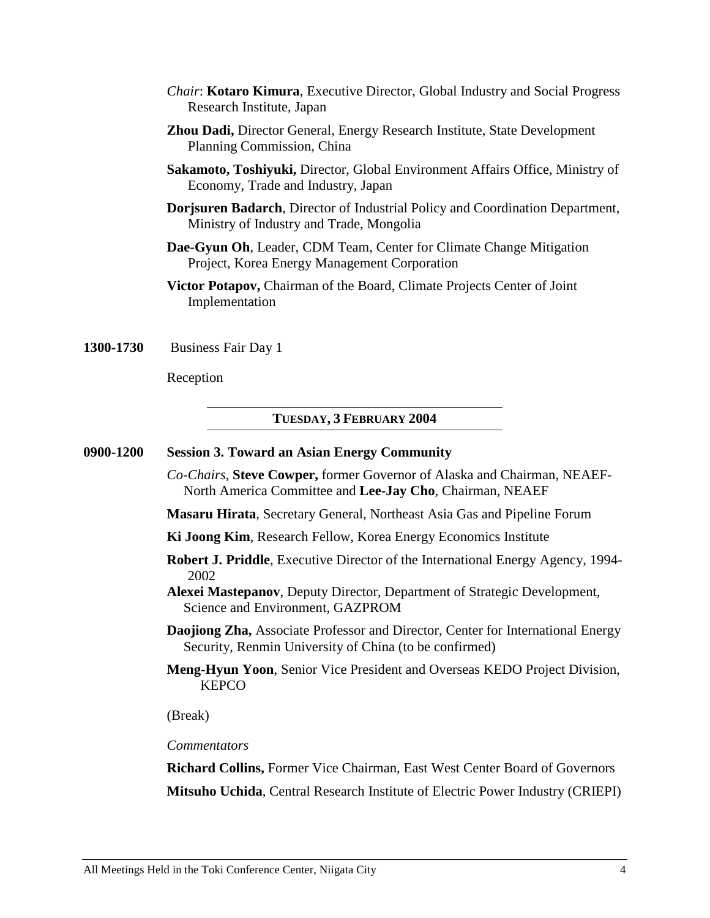*Chair*: **Kotaro Kimura**, Executive Director, Global Industry and Social Progress Research Institute, Japan

**Zhou Dadi,** Director General, Energy Research Institute, State Development Planning Commission, China

**Sakamoto, Toshiyuki,** Director, Global Environment Affairs Office, Ministry of Economy, Trade and Industry, Japan

**Dorjsuren Badarch**, Director of Industrial Policy and Coordination Department, Ministry of Industry and Trade, Mongolia

**Dae-Gyun Oh**, Leader, CDM Team, Center for Climate Change Mitigation Project, Korea Energy Management Corporation

**Victor Potapov,** Chairman of the Board, Climate Projects Center of Joint Implementation

**1300-1730** Business Fair Day 1

Reception

## TUESDAY, 3 FEBRUARY 2004

**0900-1200** **Session 3. Toward an Asian Energy Community**

*Co-Chairs*, **Steve Cowper,** former Governor of Alaska and Chairman, NEAEF-North America Committee and **Lee-Jay Cho**, Chairman, NEAEF

**Masaru Hirata**, Secretary General, Northeast Asia Gas and Pipeline Forum

**Ki Joong Kim**, Research Fellow, Korea Energy Economics Institute

**Robert J. Priddle**, Executive Director of the International Energy Agency, 1994-2002

**Alexei Mastepanov**, Deputy Director, Department of Strategic Development, Science and Environment, GAZPROM

**Daojiong Zha,** Associate Professor and Director, Center for International Energy Security, Renmin University of China (to be confirmed)

**Meng-Hyun Yoon**, Senior Vice President and Overseas KEDO Project Division, KEPCO

(Break)

*Commentators*

**Richard Collins,** Former Vice Chairman, East West Center Board of Governors

**Mitsuho Uchida**, Central Research Institute of Electric Power Industry (CRIEPI)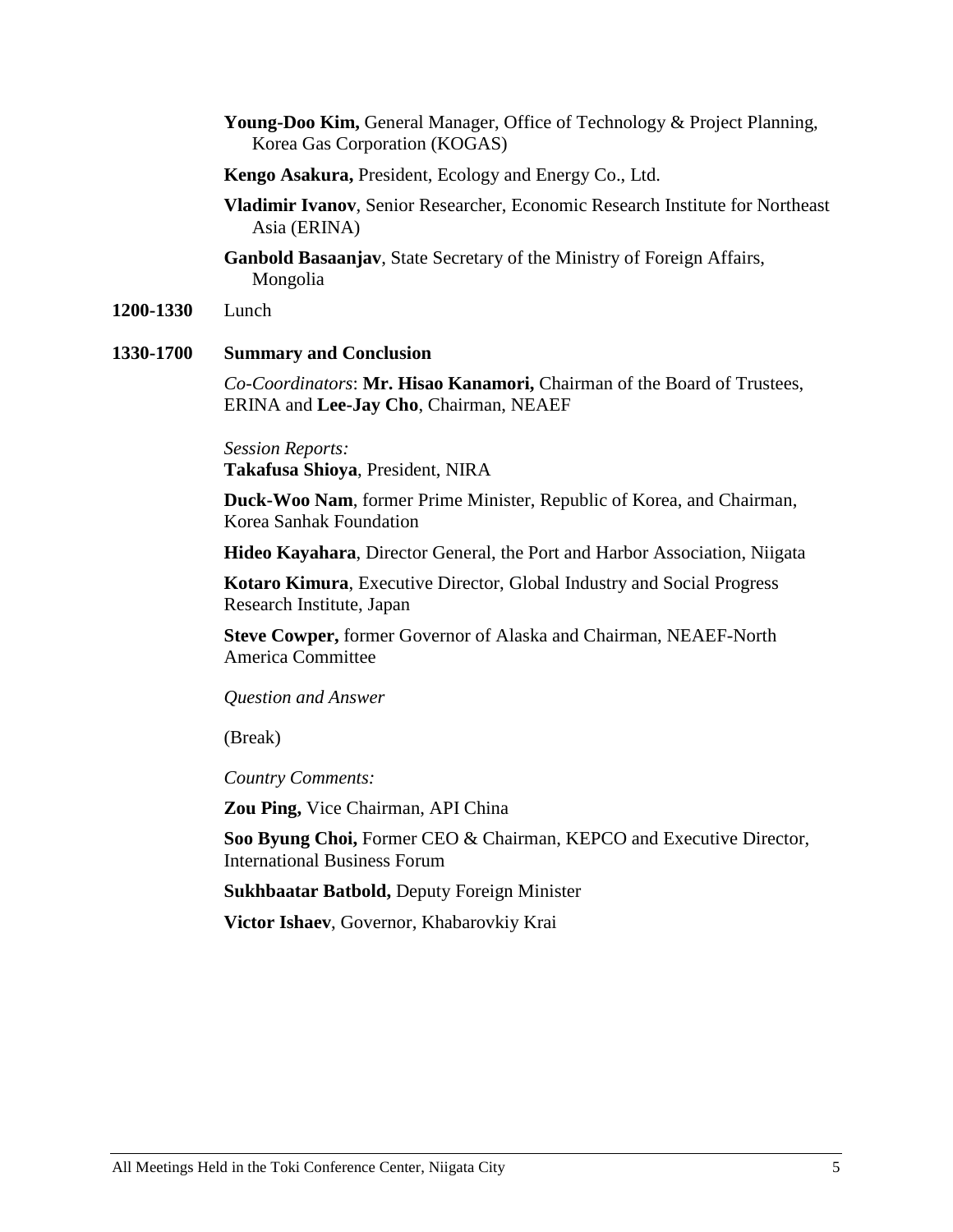**Young-Doo Kim,** General Manager, Office of Technology & Project Planning, Korea Gas Corporation (KOGAS)

**Kengo Asakura,** President, Ecology and Energy Co., Ltd.

**Vladimir Ivanov**, Senior Researcher, Economic Research Institute for Northeast Asia (ERINA)

**Ganbold Basaanjav**, State Secretary of the Ministry of Foreign Affairs, Mongolia

**1200-1330** Lunch

**1330-1700** **Summary and Conclusion**

*Co-Coordinators*: **Mr. Hisao Kanamori,** Chairman of the Board of Trustees, ERINA and **Lee-Jay Cho**, Chairman, NEAEF

*Session Reports:*
**Takafusa Shioya**, President, NIRA

**Duck-Woo Nam**, former Prime Minister, Republic of Korea, and Chairman, Korea Sanhak Foundation

**Hideo Kayahara**, Director General, the Port and Harbor Association, Niigata

**Kotaro Kimura**, Executive Director, Global Industry and Social Progress Research Institute, Japan

**Steve Cowper,** former Governor of Alaska and Chairman, NEAEF-North America Committee

*Question and Answer*

(Break)

*Country Comments:*

**Zou Ping,** Vice Chairman, API China

**Soo Byung Choi,** Former CEO & Chairman, KEPCO and Executive Director, International Business Forum

**Sukhbaatar Batbold,** Deputy Foreign Minister

**Victor Ishaev**, Governor, Khabarovkiy Krai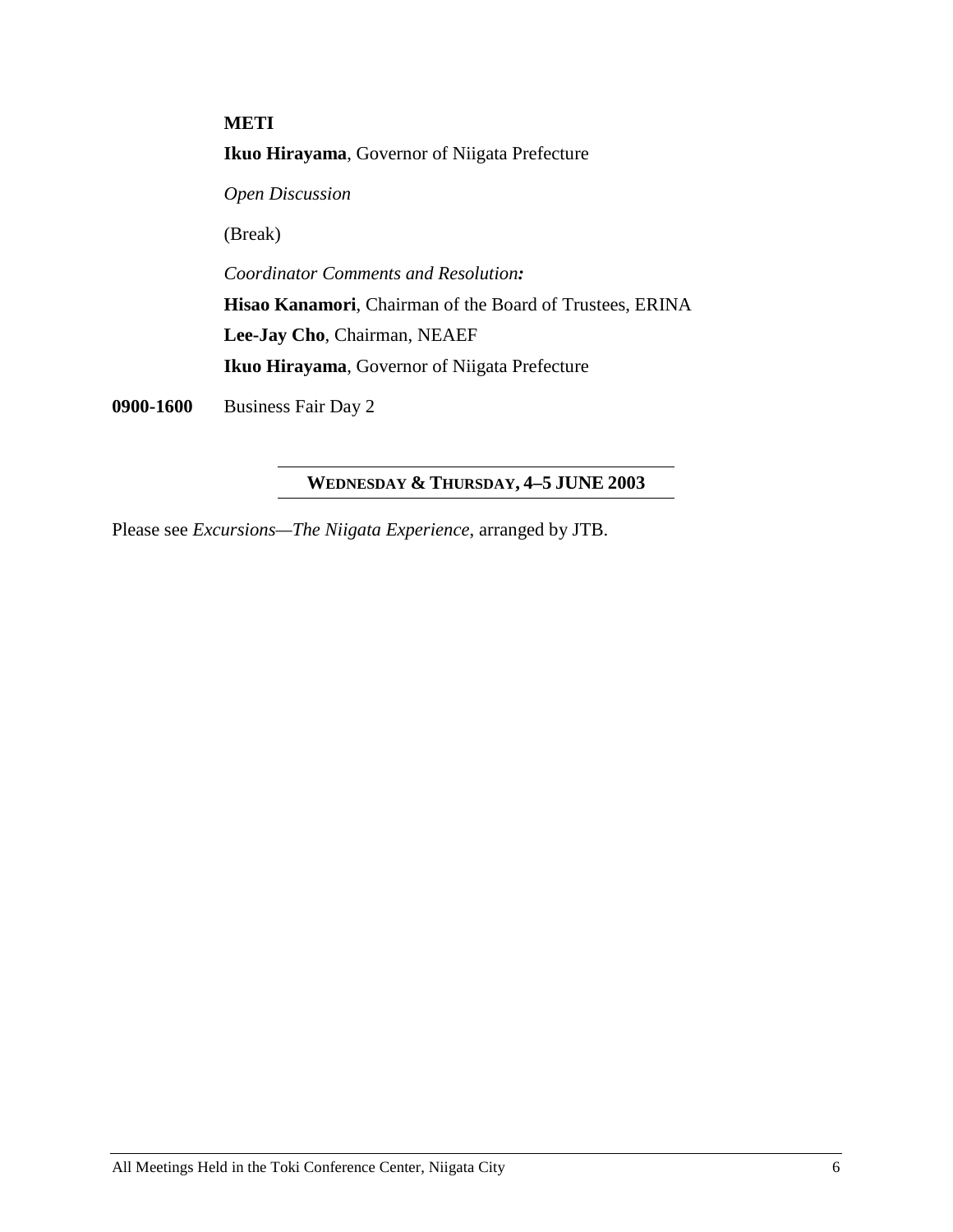**METI**

**Ikuo Hirayama**, Governor of Niigata Prefecture

*Open Discussion*

(Break)

*Coordinator Comments and Resolution:*
**Hisao Kanamori**, Chairman of the Board of Trustees, ERINA
**Lee-Jay Cho**, Chairman, NEAEF
**Ikuo Hirayama**, Governor of Niigata Prefecture

**0900-1600** Business Fair Day 2

## WEDNESDAY & THURSDAY, 4–5 JUNE 2003

Please see *Excursions—The Niigata Experience,* arranged by JTB.